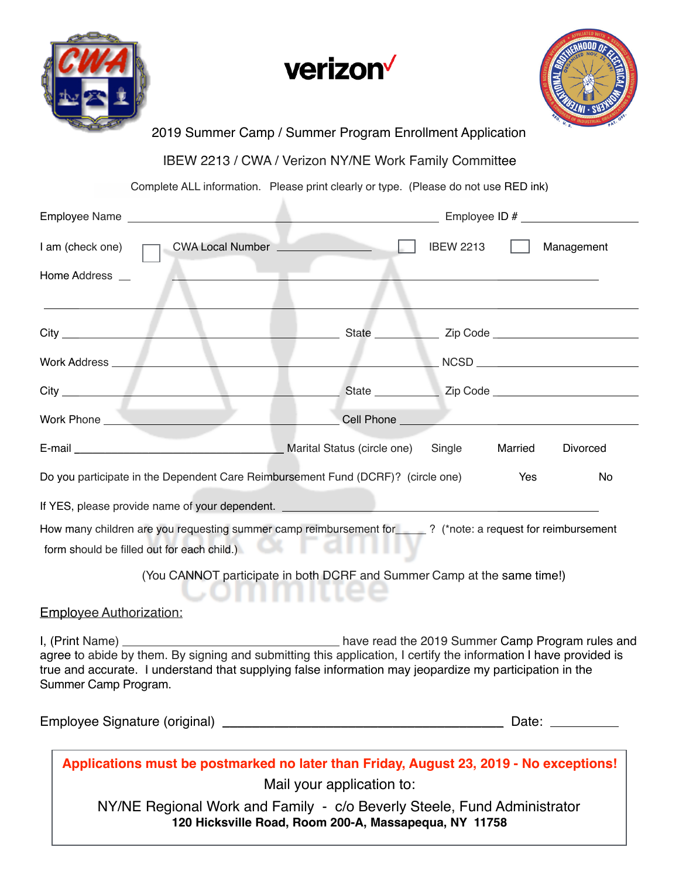# 2019 Summer Camp / Summer Program Enrollment Application

## IBEW 2213 / CWA / Verizon NY/NE Work Family Committee

Complete ALL information. Please print clearly or type. (Please do not use RED ink)

Employee Name ______________________________ Employee ID # ______________

I am (check one) ☐ CWA Local Number ____________ ☐ IBEW 2213 ☐ Management

Home Address __ ____________________________________________

____________________________________________

City ______________________ State ________ Zip Code ______________

Work Address ______________________ NCSD ______________

City ______________________ State ________ Zip Code ______________

Work Phone ______________________ Cell Phone ______________________

E-mail ______________________ Marital Status (circle one) Single Married Divorced

Do you participate in the Dependent Care Reimbursement Fund (DCRF)? (circle one) Yes No

If YES, please provide name of your dependent. ______________________________

How many children are you requesting summer camp reimbursement for____ ? (*note: a request for reimbursement form should be filled out for each child.)

(You CANNOT participate in both DCRF and Summer Camp at the same time!)

Work & Family Committee

### Employee Authorization:

I, (Print Name) ______________________ have read the 2019 Summer Camp Program rules and agree to abide by them. By signing and submitting this application, I certify the information I have provided is true and accurate. I understand that supplying false information may jeopardize my participation in the Summer Camp Program.

Employee Signature (original) ______________________________ Date: __________

**Applications must be postmarked no later than Friday, August 23, 2019 - No exceptions!**

Mail your application to:

NY/NE Regional Work and Family - c/o Beverly Steele, Fund Administrator

**120 Hicksville Road, Room 200-A, Massapequa, NY 11758**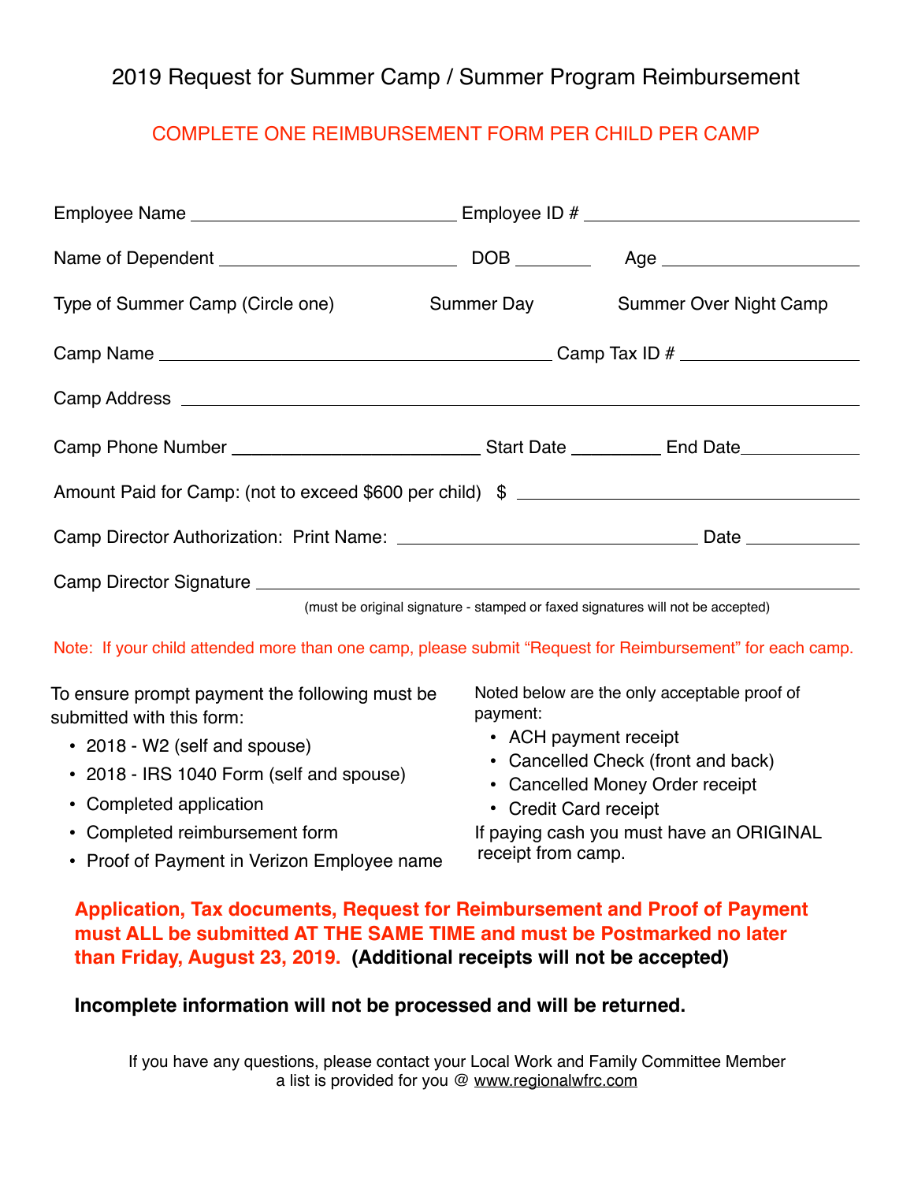# 2019 Request for Summer Camp / Summer Program Reimbursement

**COMPLETE ONE REIMBURSEMENT FORM PER CHILD PER CAMP**

Employee Name ______________________ Employee ID # ______________________

Name of Dependent ______________________ DOB ________ Age ________________

Type of Summer Camp (Circle one) Summer Day Summer Over Night Camp

Camp Name ______________________________________ Camp Tax ID # ______________

Camp Address ____________________________________________________________

Camp Phone Number ______________________ Start Date ________ End Date__________

Amount Paid for Camp: (not to exceed $600 per child) $ ____________________________

Camp Director Authorization: Print Name: ____________________________ Date __________

Camp Director Signature _________________________________________________________

(must be original signature - stamped or faxed signatures will not be accepted)

Note: If your child attended more than one camp, please submit "Request for Reimbursement" for each camp.

To ensure prompt payment the following must be submitted with this form:

- 2018 - W2 (self and spouse)
- 2018 - IRS 1040 Form (self and spouse)
- Completed application
- Completed reimbursement form
- Proof of Payment in Verizon Employee name

Noted below are the only acceptable proof of payment:

- ACH payment receipt
- Cancelled Check (front and back)
- Cancelled Money Order receipt
- Credit Card receipt

If paying cash you must have an ORIGINAL receipt from camp.

**Application, Tax documents, Request for Reimbursement and Proof of Payment must ALL be submitted AT THE SAME TIME and must be Postmarked no later than Friday, August 23, 2019. (Additional receipts will not be accepted)**

**Incomplete information will not be processed and will be returned.**

If you have any questions, please contact your Local Work and Family Committee Member a list is provided for you @ www.regionalwfrc.com